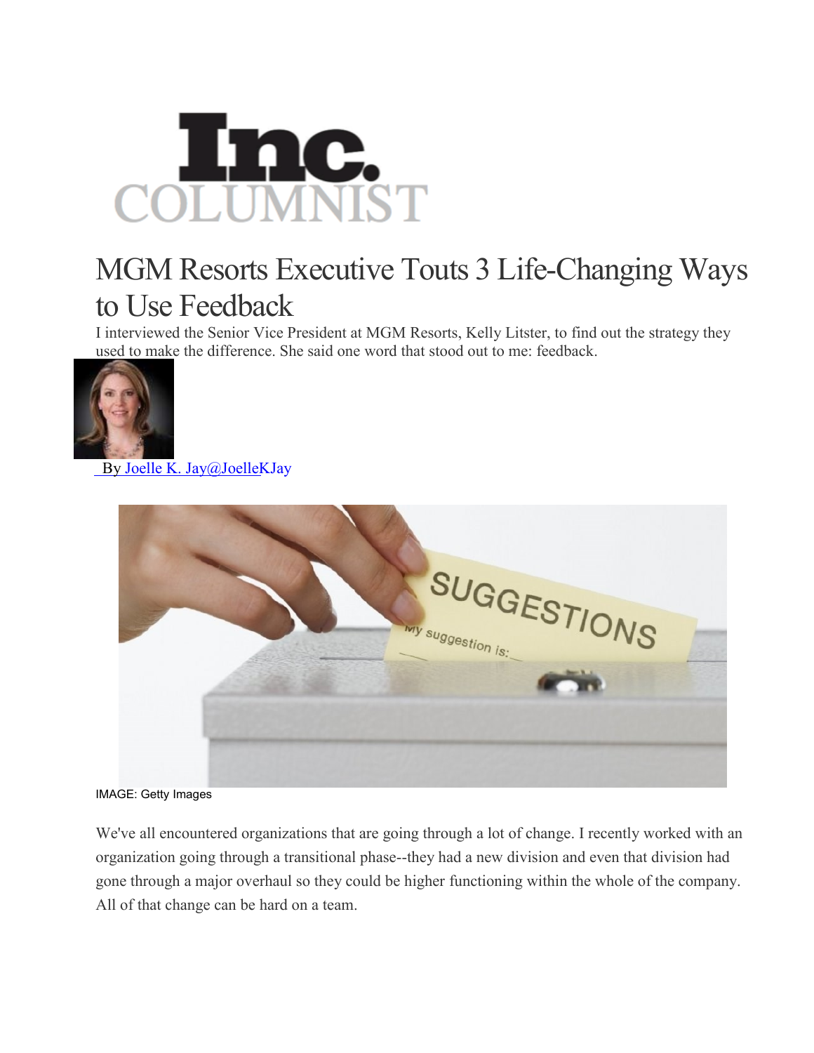Inc. COLUMNIST

# MGM Resorts Executive Touts 3 Life-Changing Ways to Use Feedback

I interviewed the Senior Vice President at MGM Resorts, Kelly Litster, to find out the strategy they used to make the difference. She said one word that stood out to me: feedback.

By Joelle K. Jay@JoelleKJay

IMAGE: Getty Images

We've all encountered organizations that are going through a lot of change. I recently worked with an organization going through a transitional phase--they had a new division and even that division had gone through a major overhaul so they could be higher functioning within the whole of the company. All of that change can be hard on a team.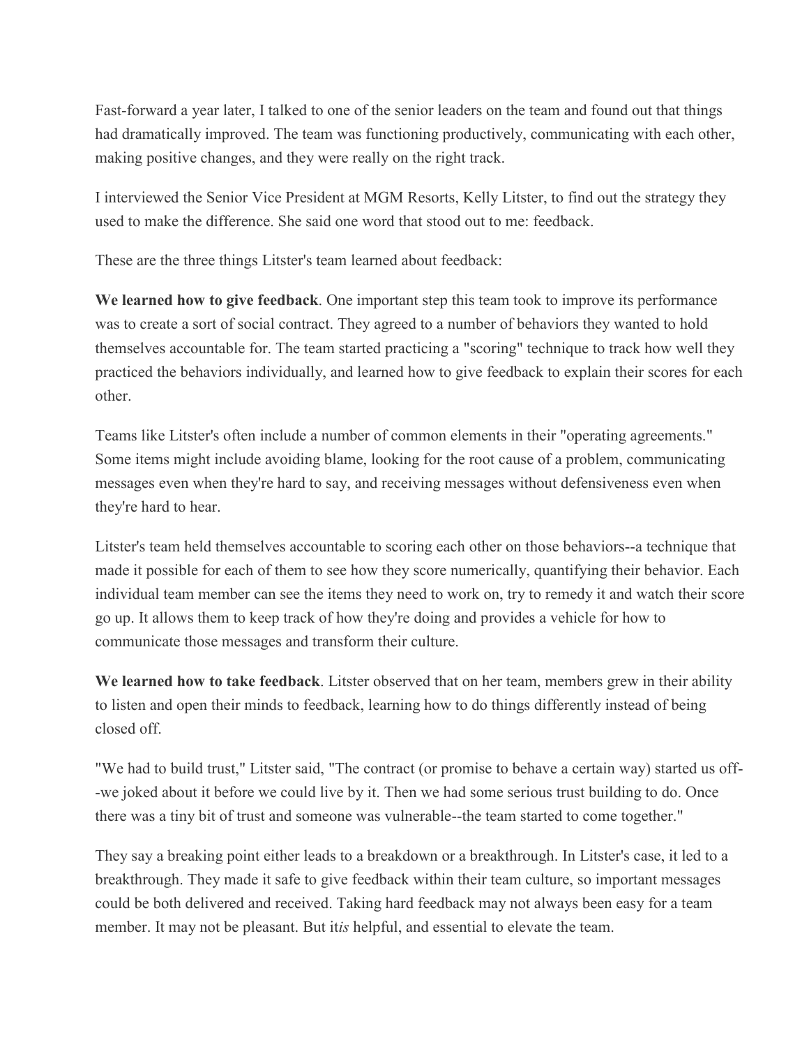Fast-forward a year later, I talked to one of the senior leaders on the team and found out that things had dramatically improved. The team was functioning productively, communicating with each other, making positive changes, and they were really on the right track.

I interviewed the Senior Vice President at MGM Resorts, Kelly Litster, to find out the strategy they used to make the difference. She said one word that stood out to me: feedback.

These are the three things Litster's team learned about feedback:

**We learned how to give feedback**. One important step this team took to improve its performance was to create a sort of social contract. They agreed to a number of behaviors they wanted to hold themselves accountable for. The team started practicing a "scoring" technique to track how well they practiced the behaviors individually, and learned how to give feedback to explain their scores for each other.

Teams like Litster's often include a number of common elements in their "operating agreements." Some items might include avoiding blame, looking for the root cause of a problem, communicating messages even when they're hard to say, and receiving messages without defensiveness even when they're hard to hear.

Litster's team held themselves accountable to scoring each other on those behaviors--a technique that made it possible for each of them to see how they score numerically, quantifying their behavior. Each individual team member can see the items they need to work on, try to remedy it and watch their score go up. It allows them to keep track of how they're doing and provides a vehicle for how to communicate those messages and transform their culture.

**We learned how to take feedback**. Litster observed that on her team, members grew in their ability to listen and open their minds to feedback, learning how to do things differently instead of being closed off.

"We had to build trust," Litster said, "The contract (or promise to behave a certain way) started us off--we joked about it before we could live by it. Then we had some serious trust building to do. Once there was a tiny bit of trust and someone was vulnerable--the team started to come together."

They say a breaking point either leads to a breakdown or a breakthrough. In Litster's case, it led to a breakthrough. They made it safe to give feedback within their team culture, so important messages could be both delivered and received. Taking hard feedback may not always been easy for a team member. It may not be pleasant. But it*is* helpful, and essential to elevate the team.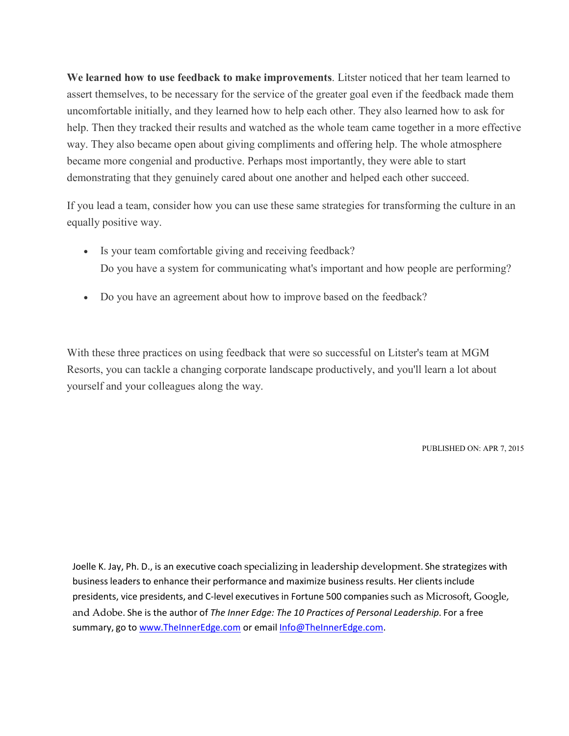**We learned how to use feedback to make improvements**. Litster noticed that her team learned to assert themselves, to be necessary for the service of the greater goal even if the feedback made them uncomfortable initially, and they learned how to help each other. They also learned how to ask for help. Then they tracked their results and watched as the whole team came together in a more effective way. They also became open about giving compliments and offering help. The whole atmosphere became more congenial and productive. Perhaps most importantly, they were able to start demonstrating that they genuinely cared about one another and helped each other succeed.

If you lead a team, consider how you can use these same strategies for transforming the culture in an equally positive way.

- Is your team comfortable giving and receiving feedback?
  Do you have a system for communicating what's important and how people are performing?
- Do you have an agreement about how to improve based on the feedback?

With these three practices on using feedback that were so successful on Litster's team at MGM Resorts, you can tackle a changing corporate landscape productively, and you'll learn a lot about yourself and your colleagues along the way.

PUBLISHED ON: APR 7, 2015

Joelle K. Jay, Ph. D., is an executive coach specializing in leadership development. She strategizes with business leaders to enhance their performance and maximize business results. Her clients include presidents, vice presidents, and C-level executives in Fortune 500 companies such as Microsoft, Google, and Adobe. She is the author of *The Inner Edge: The 10 Practices of Personal Leadership*. For a free summary, go to [www.TheInnerEdge.com](www.TheInnerEdge.com) or email [Info@TheInnerEdge.com](mailto:Info@TheInnerEdge.com).